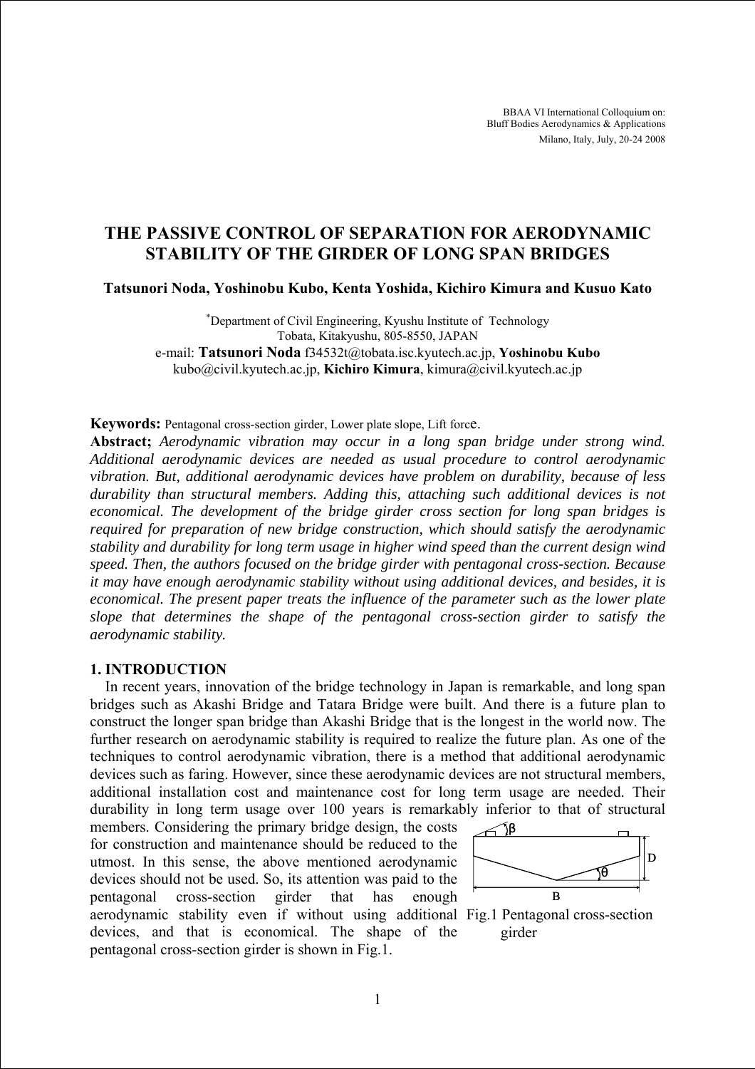BBAA VI International Colloquium on:
Bluff Bodies Aerodynamics & Applications
Milano, Italy, July, 20-24 2008

# THE PASSIVE CONTROL OF SEPARATION FOR AERODYNAMIC STABILITY OF THE GIRDER OF LONG SPAN BRIDGES

**Tatsunori Noda, Yoshinobu Kubo, Kenta Yoshida, Kichiro Kimura and Kusuo Kato**

[*]Department of Civil Engineering, Kyushu Institute of Technology
Tobata, Kitakyushu, 805-8550, JAPAN
e-mail: **Tatsunori Noda** f34532t@tobata.isc.kyutech.ac.jp, **Yoshinobu Kubo** kubo@civil.kyutech.ac.jp, **Kichiro Kimura**, kimura@civil.kyutech.ac.jp

**Keywords:** Pentagonal cross-section girder, Lower plate slope, Lift force.

**Abstract;** *Aerodynamic vibration may occur in a long span bridge under strong wind. Additional aerodynamic devices are needed as usual procedure to control aerodynamic vibration. But, additional aerodynamic devices have problem on durability, because of less durability than structural members. Adding this, attaching such additional devices is not economical. The development of the bridge girder cross section for long span bridges is required for preparation of new bridge construction, which should satisfy the aerodynamic stability and durability for long term usage in higher wind speed than the current design wind speed. Then, the authors focused on the bridge girder with pentagonal cross-section. Because it may have enough aerodynamic stability without using additional devices, and besides, it is economical. The present paper treats the influence of the parameter such as the lower plate slope that determines the shape of the pentagonal cross-section girder to satisfy the aerodynamic stability.*

## 1. INTRODUCTION

In recent years, innovation of the bridge technology in Japan is remarkable, and long span bridges such as Akashi Bridge and Tatara Bridge were built. And there is a future plan to construct the longer span bridge than Akashi Bridge that is the longest in the world now. The further research on aerodynamic stability is required to realize the future plan. As one of the techniques to control aerodynamic vibration, there is a method that additional aerodynamic devices such as faring. However, since these aerodynamic devices are not structural members, additional installation cost and maintenance cost for long term usage are needed. Their durability in long term usage over 100 years is remarkably inferior to that of structural members. Considering the primary bridge design, the costs for construction and maintenance should be reduced to the utmost. In this sense, the above mentioned aerodynamic devices should not be used. So, its attention was paid to the pentagonal cross-section girder that has enough aerodynamic stability even if without using additional devices, and that is economical. The shape of the pentagonal cross-section girder is shown in Fig.1.

Fig.1 Pentagonal cross-section girder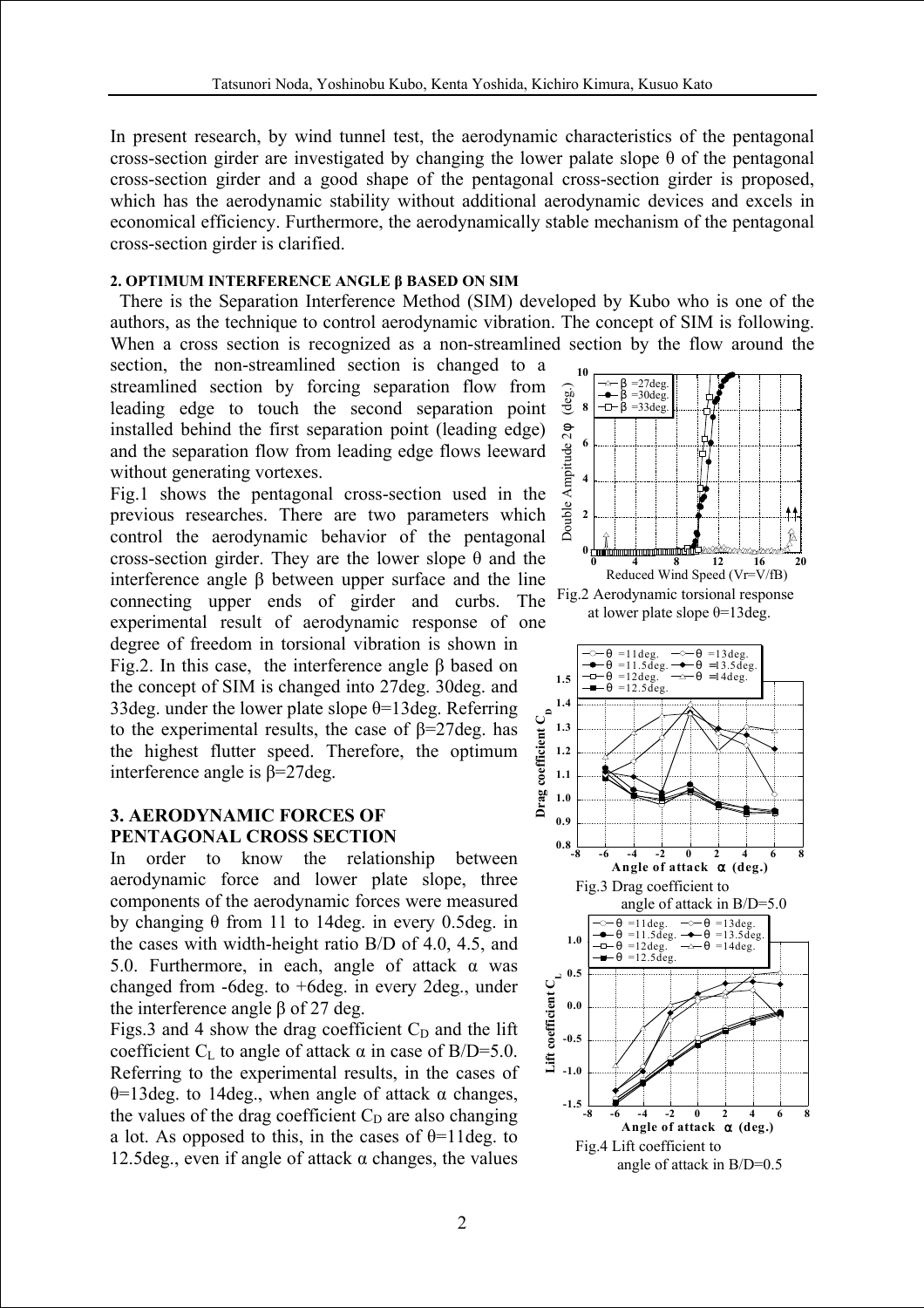In present research, by wind tunnel test, the aerodynamic characteristics of the pentagonal cross-section girder are investigated by changing the lower palate slope θ of the pentagonal cross-section girder and a good shape of the pentagonal cross-section girder is proposed, which has the aerodynamic stability without additional aerodynamic devices and excels in economical efficiency. Furthermore, the aerodynamically stable mechanism of the pentagonal cross-section girder is clarified.

## 2. OPTIMUM INTERFERENCE ANGLE β BASED ON SIM

There is the Separation Interference Method (SIM) developed by Kubo who is one of the authors, as the technique to control aerodynamic vibration. The concept of SIM is following. When a cross section is recognized as a non-streamlined section by the flow around the section, the non-streamlined section is changed to a streamlined section by forcing separation flow from leading edge to touch the second separation point installed behind the first separation point (leading edge) and the separation flow from leading edge flows leeward without generating vortexes.

Fig.1 shows the pentagonal cross-section used in the previous researches. There are two parameters which control the aerodynamic behavior of the pentagonal cross-section girder. They are the lower slope θ and the interference angle β between upper surface and the line connecting upper ends of girder and curbs. The experimental result of aerodynamic response of one degree of freedom in torsional vibration is shown in Fig.2. In this case, the interference angle β based on the concept of SIM is changed into 27deg. 30deg. and 33deg. under the lower plate slope θ=13deg. Referring to the experimental results, the case of β=27deg. has the highest flutter speed. Therefore, the optimum interference angle is β=27deg.

Fig.2 Aerodynamic torsional response at lower plate slope θ=13deg.

## 3. AERODYNAMIC FORCES OF PENTAGONAL CROSS SECTION

In order to know the relationship between aerodynamic force and lower plate slope, three components of the aerodynamic forces were measured by changing θ from 11 to 14deg. in every 0.5deg. in the cases with width-height ratio B/D of 4.0, 4.5, and 5.0. Furthermore, in each, angle of attack α was changed from -6deg. to +6deg. in every 2deg., under the interference angle β of 27 deg.

Figs.3 and 4 show the drag coefficient $C_D$ and the lift coefficient $C_L$ to angle of attack α in case of B/D=5.0. Referring to the experimental results, in the cases of θ=13deg. to 14deg., when angle of attack α changes, the values of the drag coefficient $C_D$ are also changing a lot. As opposed to this, in the cases of θ=11deg. to 12.5deg., even if angle of attack α changes, the values

Fig.3 Drag coefficient to angle of attack in B/D=5.0

Fig.4 Lift coefficient to angle of attack in B/D=0.5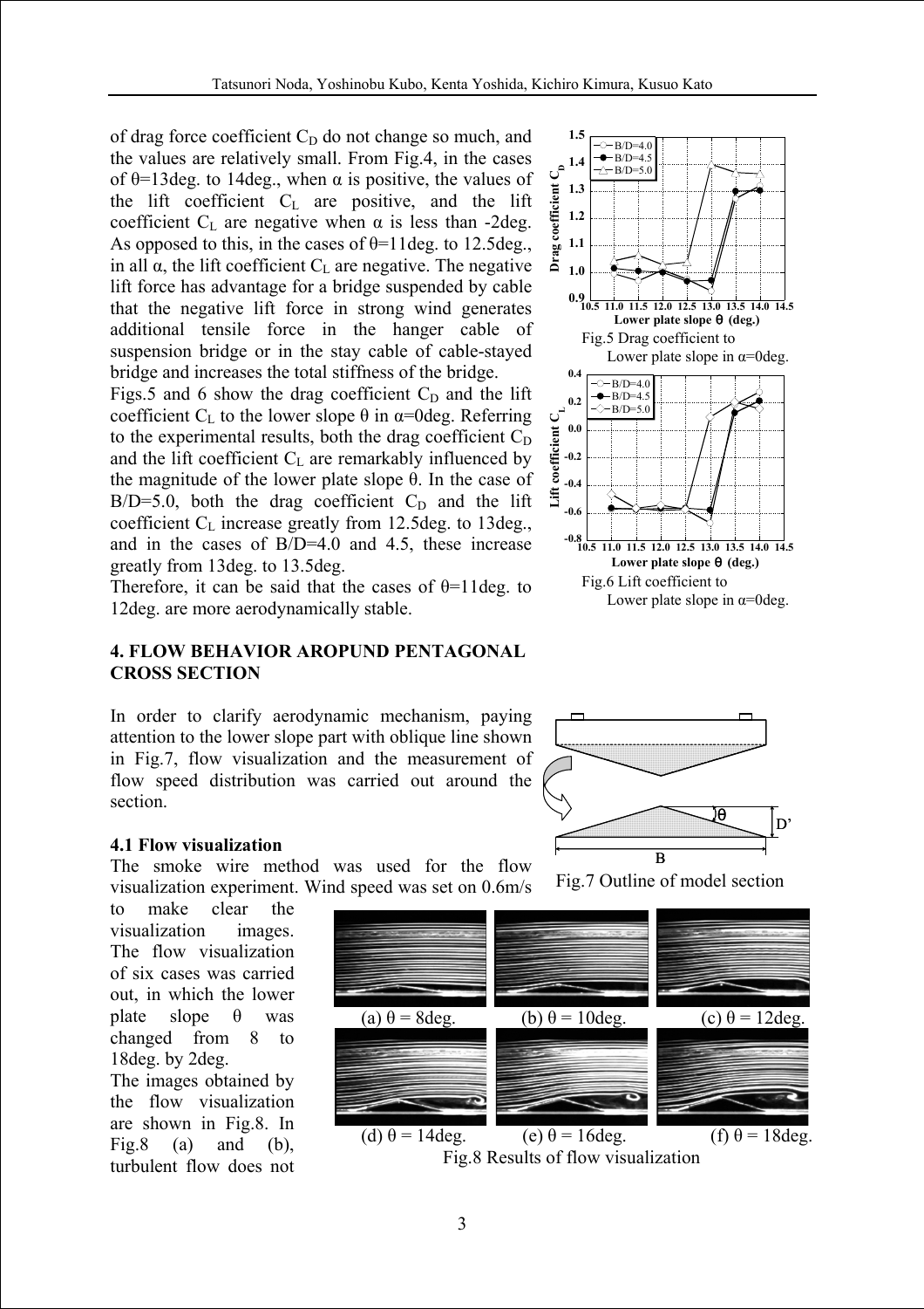of drag force coefficient $C_D$ do not change so much, and the values are relatively small. From Fig.4, in the cases of θ=13deg. to 14deg., when α is positive, the values of the lift coefficient $C_L$ are positive, and the lift coefficient $C_L$ are negative when α is less than -2deg. As opposed to this, in the cases of θ=11deg. to 12.5deg., in all α, the lift coefficient $C_L$ are negative. The negative lift force has advantage for a bridge suspended by cable that the negative lift force in strong wind generates additional tensile force in the hanger cable of suspension bridge or in the stay cable of cable-stayed bridge and increases the total stiffness of the bridge.

Figs.5 and 6 show the drag coefficient $C_D$ and the lift coefficient $C_L$ to the lower slope θ in α=0deg. Referring to the experimental results, both the drag coefficient $C_D$ and the lift coefficient $C_L$ are remarkably influenced by the magnitude of the lower plate slope θ. In the case of B/D=5.0, both the drag coefficient $C_D$ and the lift coefficient $C_L$ increase greatly from 12.5deg. to 13deg., and in the cases of B/D=4.0 and 4.5, these increase greatly from 13deg. to 13.5deg.

Therefore, it can be said that the cases of θ=11deg. to 12deg. are more aerodynamically stable.

Fig.5 Drag coefficient to Lower plate slope in α=0deg.

Fig.6 Lift coefficient to Lower plate slope in α=0deg.

## 4. FLOW BEHAVIOR AROPUND PENTAGONAL CROSS SECTION

In order to clarify aerodynamic mechanism, paying attention to the lower slope part with oblique line shown in Fig.7, flow visualization and the measurement of flow speed distribution was carried out around the section.

Fig.7 Outline of model section

### 4.1 Flow visualization

The smoke wire method was used for the flow visualization experiment. Wind speed was set on 0.6m/s to make clear the visualization images. The flow visualization of six cases was carried out, in which the lower plate slope θ was changed from 8 to 18deg. by 2deg.

The images obtained by the flow visualization are shown in Fig.8. In Fig.8 (a) and (b), turbulent flow does not

(a) θ = 8deg. (b) θ = 10deg. (c) θ = 12deg.

(d) θ = 14deg. (e) θ = 16deg. (f) θ = 18deg.

Fig.8 Results of flow visualization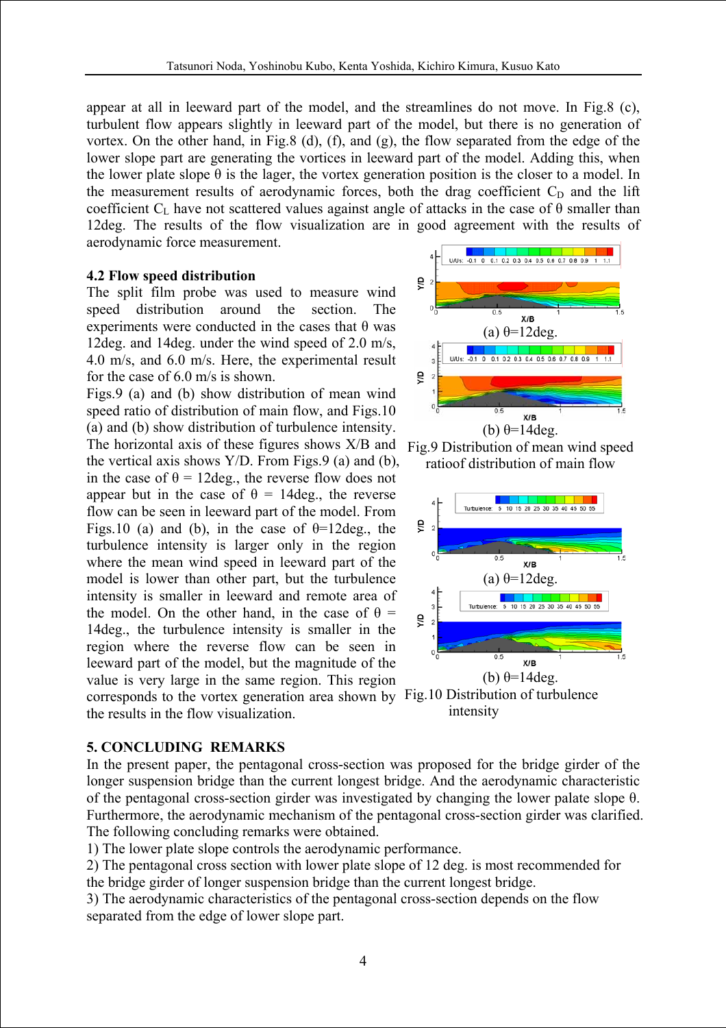appear at all in leeward part of the model, and the streamlines do not move. In Fig.8 (c), turbulent flow appears slightly in leeward part of the model, but there is no generation of vortex. On the other hand, in Fig.8 (d), (f), and (g), the flow separated from the edge of the lower slope part are generating the vortices in leeward part of the model. Adding this, when the lower plate slope θ is the lager, the vortex generation position is the closer to a model. In the measurement results of aerodynamic forces, both the drag coefficient $C_D$ and the lift coefficient $C_L$ have not scattered values against angle of attacks in the case of θ smaller than 12deg. The results of the flow visualization are in good agreement with the results of aerodynamic force measurement.

### 4.2 Flow speed distribution

The split film probe was used to measure wind speed distribution around the section. The experiments were conducted in the cases that θ was 12deg. and 14deg. under the wind speed of 2.0 m/s, 4.0 m/s, and 6.0 m/s. Here, the experimental result for the case of 6.0 m/s is shown.

Figs.9 (a) and (b) show distribution of mean wind speed ratio of distribution of main flow, and Figs.10 (a) and (b) show distribution of turbulence intensity. The horizontal axis of these figures shows X/B and the vertical axis shows Y/D. From Figs.9 (a) and (b), in the case of θ = 12deg., the reverse flow does not appear but in the case of θ = 14deg., the reverse flow can be seen in leeward part of the model. From Figs.10 (a) and (b), in the case of θ=12deg., the turbulence intensity is larger only in the region where the mean wind speed in leeward part of the model is lower than other part, but the turbulence intensity is smaller in leeward and remote area of the model. On the other hand, in the case of θ = 14deg., the turbulence intensity is smaller in the region where the reverse flow can be seen in leeward part of the model, but the magnitude of the value is very large in the same region. This region corresponds to the vortex generation area shown by the results in the flow visualization.

(a) θ=12deg.

(b) θ=14deg.

Fig.9 Distribution of mean wind speed ratioof distribution of main flow

(a) θ=12deg.

(b) θ=14deg.

Fig.10 Distribution of turbulence intensity

## 5. CONCLUDING REMARKS

In the present paper, the pentagonal cross-section was proposed for the bridge girder of the longer suspension bridge than the current longest bridge. And the aerodynamic characteristic of the pentagonal cross-section girder was investigated by changing the lower palate slope θ. Furthermore, the aerodynamic mechanism of the pentagonal cross-section girder was clarified. The following concluding remarks were obtained.

1) The lower plate slope controls the aerodynamic performance.
2) The pentagonal cross section with lower plate slope of 12 deg. is most recommended for the bridge girder of longer suspension bridge than the current longest bridge.
3) The aerodynamic characteristics of the pentagonal cross-section depends on the flow separated from the edge of lower slope part.